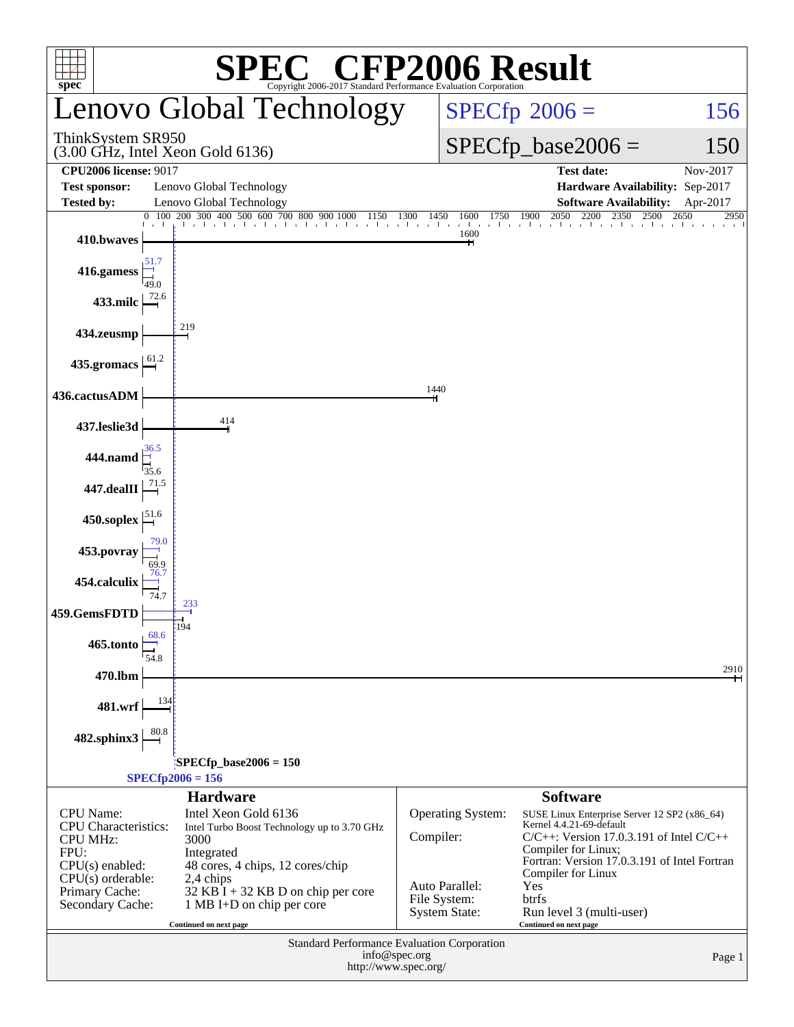# SPEC CFP2006 Result

Copyright 2006-2017 Standard Performance Evaluation Corporation

## Lenovo Global Technology

ThinkSystem SR950
(3.00 GHz, Intel Xeon Gold 6136)

SPECfp 2006 = 156

SPECfp_base2006 = 150

| | | | |
|---|---|---|---|
| **CPU2006 license:** 9017 | | **Test date:** | Nov-2017 |
| **Test sponsor:** | Lenovo Global Technology | **Hardware Availability:** | Sep-2017 |
| **Tested by:** | Lenovo Global Technology | **Software Availability:** | Apr-2017 |

| Benchmark | Peak | Base |
|---|---|---|
| 410.bwaves | | 1600 |
| 416.gamess | 51.7 | 49.0 |
| 433.milc | | 72.6 |
| 434.zeusmp | | 219 |
| 435.gromacs | | 61.2 |
| 436.cactusADM | | 1440 |
| 437.leslie3d | | 414 |
| 444.namd | 36.5 | 35.6 |
| 447.dealII | | 71.5 |
| 450.soplex | | 51.6 |
| 453.povray | 79.0 | 69.9 |
| 454.calculix | 76.7 | 74.7 |
| 459.GemsFDTD | 233 | 194 |
| 465.tonto | 68.6 | 54.8 |
| 470.lbm | | 2910 |
| 481.wrf | | 134 |
| 482.sphinx3 | | 80.8 |

SPECfp_base2006 = 150

SPECfp2006 = 156

## Hardware

| | |
|---|---|
| CPU Name: | Intel Xeon Gold 6136 |
| CPU Characteristics: | Intel Turbo Boost Technology up to 3.70 GHz |
| CPU MHz: | 3000 |
| FPU: | Integrated |
| CPU(s) enabled: | 48 cores, 4 chips, 12 cores/chip |
| CPU(s) orderable: | 2,4 chips |
| Primary Cache: | 32 KB I + 32 KB D on chip per core |
| Secondary Cache: | 1 MB I+D on chip per core |

Continued on next page

## Software

| | |
|---|---|
| Operating System: | SUSE Linux Enterprise Server 12 SP2 (x86_64) Kernel 4.4.21-69-default |
| Compiler: | C/C++: Version 17.0.3.191 of Intel C/C++ Compiler for Linux; Fortran: Version 17.0.3.191 of Intel Fortran Compiler for Linux |
| Auto Parallel: | Yes |
| File System: | btrfs |
| System State: | Run level 3 (multi-user) |

Continued on next page

Standard Performance Evaluation Corporation
info@spec.org
http://www.spec.org/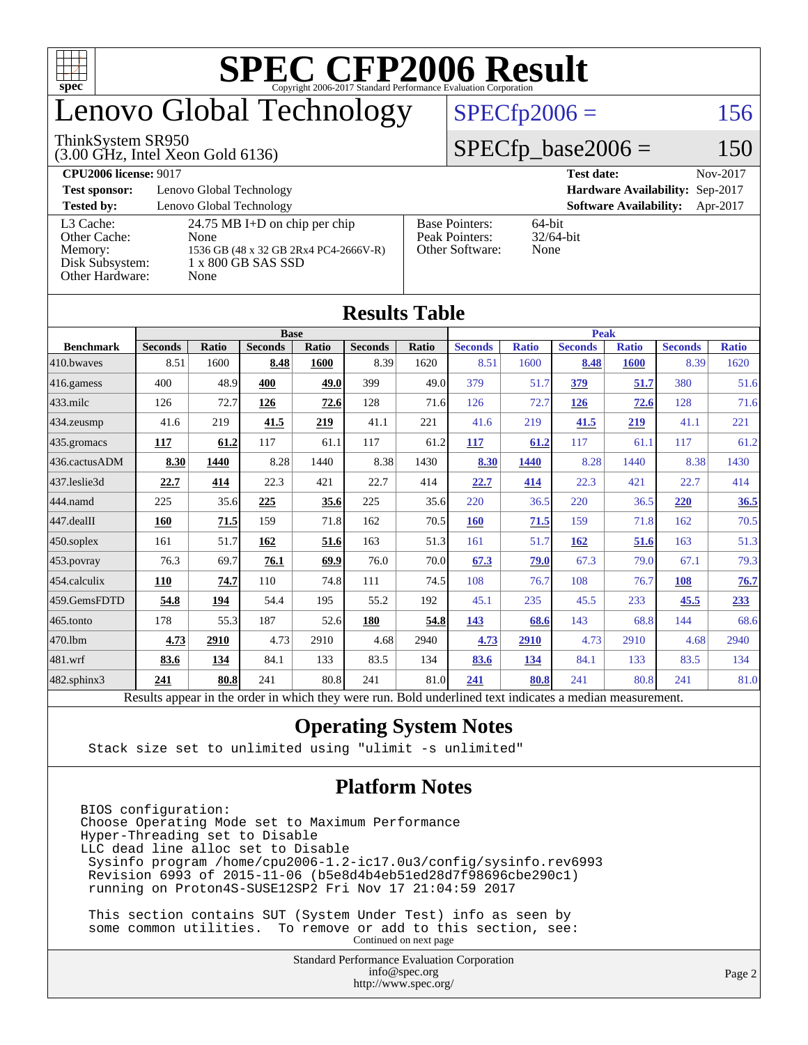# SPEC CFP2006 Result

Copyright 2006-2017 Standard Performance Evaluation Corporation

# Lenovo Global Technology

ThinkSystem SR950
(3.00 GHz, Intel Xeon Gold 6136)

SPECfp2006 = 156

SPECfp_base2006 = 150

| | | | |
|---|---|---|---|
| **CPU2006 license:** 9017 | | **Test date:** | Nov-2017 |
| **Test sponsor:** | Lenovo Global Technology | **Hardware Availability:** | Sep-2017 |
| **Tested by:** | Lenovo Global Technology | **Software Availability:** | Apr-2017 |

| | | | |
|---|---|---|---|
| L3 Cache: | 24.75 MB I+D on chip per chip | Base Pointers: | 64-bit |
| Other Cache: | None | Peak Pointers: | 32/64-bit |
| Memory: | 1536 GB (48 x 32 GB 2Rx4 PC4-2666V-R) | Other Software: | None |
| Disk Subsystem: | 1 x 800 GB SAS SSD | | |
| Other Hardware: | None | | |

## Results Table

| | Base | | | | | | Peak | | | | | |
|---|---|---|---|---|---|---|---|---|---|---|---|---|
| **Benchmark** | **Seconds** | **Ratio** | **Seconds** | **Ratio** | **Seconds** | **Ratio** | **Seconds** | **Ratio** | **Seconds** | **Ratio** | **Seconds** | **Ratio** |
| 410.bwaves | 8.51 | 1600 | **8.48** | **1600** | 8.39 | 1620 | 8.51 | 1600 | **8.48** | **1600** | 8.39 | 1620 |
| 416.gamess | 400 | 48.9 | **400** | **49.0** | 399 | 49.0 | 379 | 51.7 | **379** | **51.7** | 380 | 51.6 |
| 433.milc | 126 | 72.7 | **126** | **72.6** | 128 | 71.6 | 126 | 72.7 | **126** | **72.6** | 128 | 71.6 |
| 434.zeusmp | 41.6 | 219 | **41.5** | **219** | 41.1 | 221 | 41.6 | 219 | **41.5** | **219** | 41.1 | 221 |
| 435.gromacs | **117** | **61.2** | 117 | 61.1 | 117 | 61.2 | **117** | **61.2** | 117 | 61.1 | 117 | 61.2 |
| 436.cactusADM | **8.30** | **1440** | 8.28 | 1440 | 8.38 | 1430 | **8.30** | **1440** | 8.28 | 1440 | 8.38 | 1430 |
| 437.leslie3d | **22.7** | **414** | 22.3 | 421 | 22.7 | 414 | **22.7** | **414** | 22.3 | 421 | 22.7 | 414 |
| 444.namd | 225 | 35.6 | **225** | **35.6** | 225 | 35.6 | 220 | 36.5 | 220 | 36.5 | **220** | **36.5** |
| 447.dealII | **160** | **71.5** | 159 | 71.8 | 162 | 70.5 | **160** | **71.5** | 159 | 71.8 | 162 | 70.5 |
| 450.soplex | 161 | 51.7 | **162** | **51.6** | 163 | 51.3 | 161 | 51.7 | **162** | **51.6** | 163 | 51.3 |
| 453.povray | 76.3 | 69.7 | **76.1** | **69.9** | 76.0 | 70.0 | **67.3** | **79.0** | 67.3 | 79.0 | 67.1 | 79.3 |
| 454.calculix | **110** | **74.7** | 110 | 74.8 | 111 | 74.5 | 108 | 76.7 | 108 | 76.7 | **108** | **76.7** |
| 459.GemsFDTD | **54.8** | **194** | 54.4 | 195 | 55.2 | 192 | 45.1 | 235 | 45.5 | 233 | **45.5** | **233** |
| 465.tonto | 178 | 55.3 | 187 | 52.6 | **180** | **54.8** | **143** | **68.6** | 143 | 68.8 | 144 | 68.6 |
| 470.lbm | **4.73** | **2910** | 4.73 | 2910 | 4.68 | 2940 | **4.73** | **2910** | 4.73 | 2910 | 4.68 | 2940 |
| 481.wrf | **83.6** | **134** | 84.1 | 133 | 83.5 | 134 | **83.6** | **134** | 84.1 | 133 | 83.5 | 134 |
| 482.sphinx3 | **241** | **80.8** | 241 | 80.8 | 241 | 81.0 | **241** | **80.8** | 241 | 80.8 | 241 | 81.0 |

Results appear in the order in which they were run. Bold underlined text indicates a median measurement.

## Operating System Notes

```
Stack size set to unlimited using "ulimit -s unlimited"
```

## Platform Notes

```
BIOS configuration:
Choose Operating Mode set to Maximum Performance
Hyper-Threading set to Disable
LLC dead line alloc set to Disable
 Sysinfo program /home/cpu2006-1.2-ic17.0u3/config/sysinfo.rev6993
 Revision 6993 of 2015-11-06 (b5e8d4b4eb51ed28d7f98696cbe290c1)
 running on Proton4S-SUSE12SP2 Fri Nov 17 21:04:59 2017

 This section contains SUT (System Under Test) info as seen by
 some common utilities.  To remove or add to this section, see:
```

Continued on next page

Standard Performance Evaluation Corporation
info@spec.org
http://www.spec.org/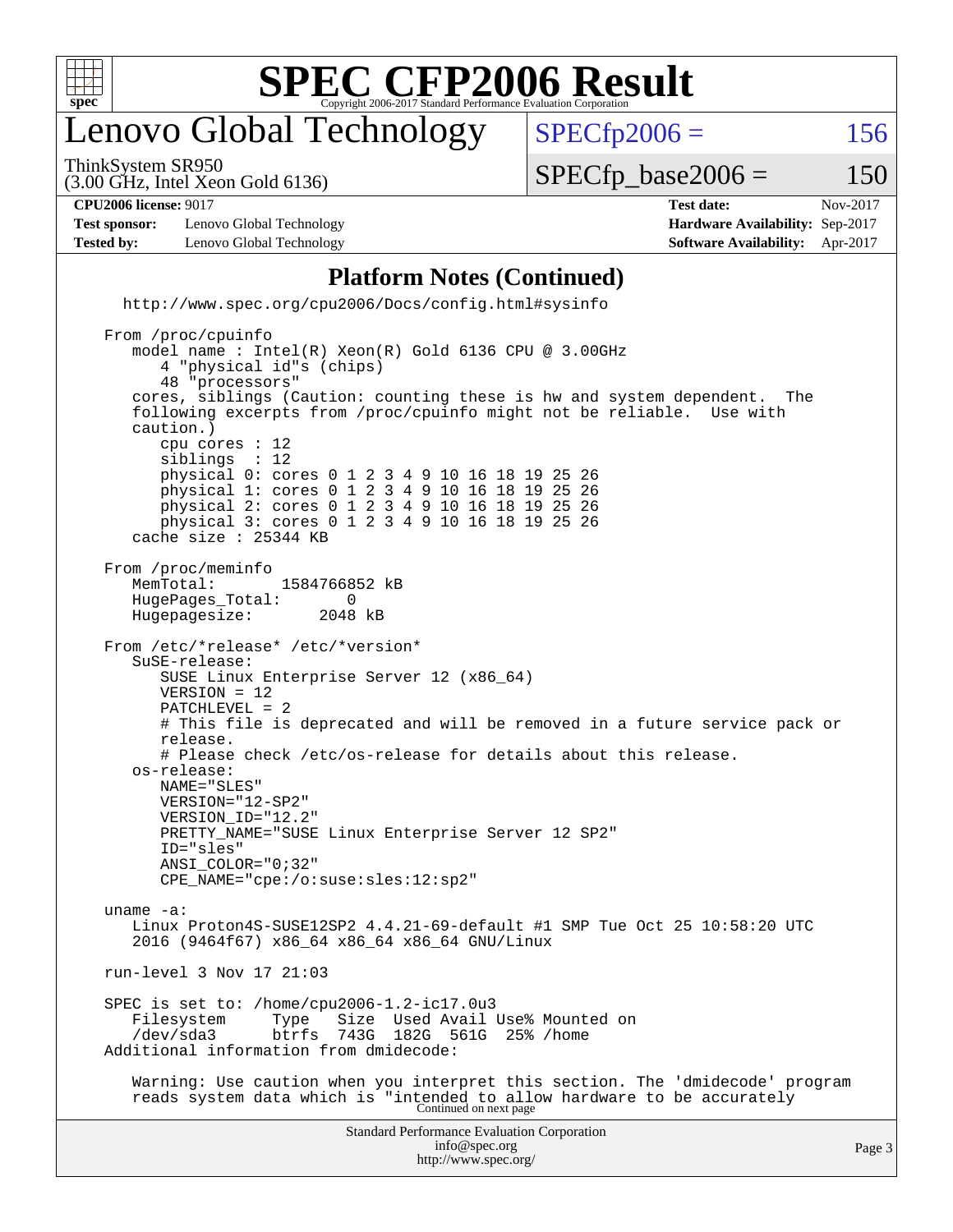# SPEC CFP2006 Result

Copyright 2006-2017 Standard Performance Evaluation Corporation

## Lenovo Global Technology

ThinkSystem SR950
(3.00 GHz, Intel Xeon Gold 6136)

SPECfp2006 = 156

SPECfp_base2006 = 150

| | | | |
|---|---|---|---|
| **CPU2006 license:** 9017 | | **Test date:** | Nov-2017 |
| **Test sponsor:** | Lenovo Global Technology | **Hardware Availability:** | Sep-2017 |
| **Tested by:** | Lenovo Global Technology | **Software Availability:** | Apr-2017 |

### Platform Notes (Continued)

```
    http://www.spec.org/cpu2006/Docs/config.html#sysinfo

 From /proc/cpuinfo
    model name : Intel(R) Xeon(R) Gold 6136 CPU @ 3.00GHz
       4 "physical id"s (chips)
       48 "processors"
    cores, siblings (Caution: counting these is hw and system dependent.  The
    following excerpts from /proc/cpuinfo might not be reliable.  Use with
    caution.)
       cpu cores : 12
       siblings  : 12
       physical 0: cores 0 1 2 3 4 9 10 16 18 19 25 26
       physical 1: cores 0 1 2 3 4 9 10 16 18 19 25 26
       physical 2: cores 0 1 2 3 4 9 10 16 18 19 25 26
       physical 3: cores 0 1 2 3 4 9 10 16 18 19 25 26
    cache size : 25344 KB

 From /proc/meminfo
    MemTotal:       1584766852 kB
    HugePages_Total:       0
    Hugepagesize:       2048 kB

 From /etc/*release* /etc/*version*
    SuSE-release:
       SUSE Linux Enterprise Server 12 (x86_64)
       VERSION = 12
       PATCHLEVEL = 2
       # This file is deprecated and will be removed in a future service pack or
       release.
       # Please check /etc/os-release for details about this release.
    os-release:
       NAME="SLES"
       VERSION="12-SP2"
       VERSION_ID="12.2"
       PRETTY_NAME="SUSE Linux Enterprise Server 12 SP2"
       ID="sles"
       ANSI_COLOR="0;32"
       CPE_NAME="cpe:/o:suse:sles:12:sp2"

 uname -a:
    Linux Proton4S-SUSE12SP2 4.4.21-69-default #1 SMP Tue Oct 25 10:58:20 UTC
    2016 (9464f67) x86_64 x86_64 x86_64 GNU/Linux

 run-level 3 Nov 17 21:03

 SPEC is set to: /home/cpu2006-1.2-ic17.0u3
    Filesystem     Type   Size  Used Avail Use% Mounted on
    /dev/sda3      btrfs  743G  182G  561G  25% /home
 Additional information from dmidecode:

    Warning: Use caution when you interpret this section. The 'dmidecode' program
    reads system data which is "intended to allow hardware to be accurately
```

Continued on next page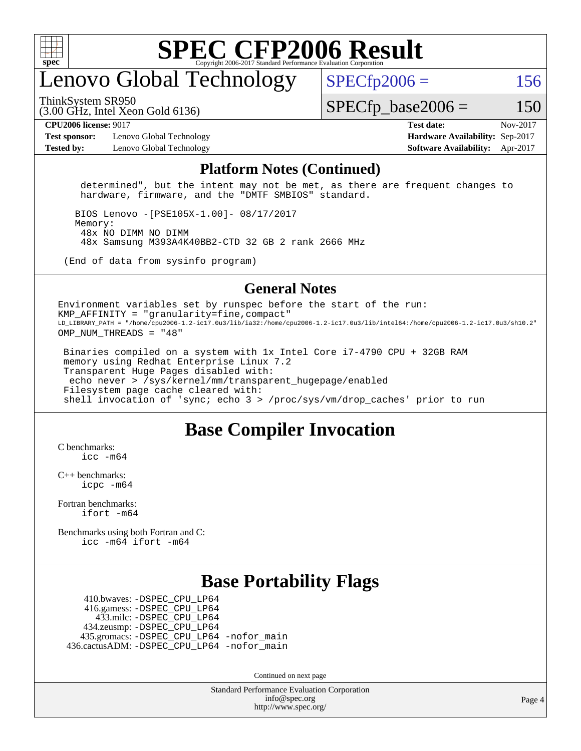# SPEC CFP2006 Result

Copyright 2006-2017 Standard Performance Evaluation Corporation

## Lenovo Global Technology

ThinkSystem SR950
(3.00 GHz, Intel Xeon Gold 6136)

SPECfp2006 = 156

SPECfp_base2006 = 150

| | | | |
|---|---|---|---|
| **CPU2006 license:** 9017 | | **Test date:** | Nov-2017 |
| **Test sponsor:** | Lenovo Global Technology | **Hardware Availability:** | Sep-2017 |
| **Tested by:** | Lenovo Global Technology | **Software Availability:** | Apr-2017 |

## Platform Notes (Continued)

```
   determined", but the intent may not be met, as there are frequent changes to
   hardware, firmware, and the "DMTF SMBIOS" standard.

  BIOS Lenovo -[PSE105X-1.00]- 08/17/2017
  Memory:
   48x NO DIMM NO DIMM
   48x Samsung M393A4K40BB2-CTD 32 GB 2 rank 2666 MHz

(End of data from sysinfo program)
```

## General Notes

```
Environment variables set by runspec before the start of the run:
KMP_AFFINITY = "granularity=fine,compact"
LD_LIBRARY_PATH = "/home/cpu2006-1.2-ic17.0u3/lib/ia32:/home/cpu2006-1.2-ic17.0u3/lib/intel64:/home/cpu2006-1.2-ic17.0u3/sh10.2"
OMP_NUM_THREADS = "48"

 Binaries compiled on a system with 1x Intel Core i7-4790 CPU + 32GB RAM
 memory using Redhat Enterprise Linux 7.2
 Transparent Huge Pages disabled with:
  echo never > /sys/kernel/mm/transparent_hugepage/enabled
 Filesystem page cache cleared with:
 shell invocation of 'sync; echo 3 > /proc/sys/vm/drop_caches' prior to run
```

## Base Compiler Invocation

C benchmarks:
 icc -m64

C++ benchmarks:
 icpc -m64

Fortran benchmarks:
 ifort -m64

Benchmarks using both Fortran and C:
 icc -m64 ifort -m64

## Base Portability Flags

410.bwaves: -DSPEC_CPU_LP64
416.gamess: -DSPEC_CPU_LP64
433.milc: -DSPEC_CPU_LP64
434.zeusmp: -DSPEC_CPU_LP64
435.gromacs: -DSPEC_CPU_LP64 -nofor_main
436.cactusADM: -DSPEC_CPU_LP64 -nofor_main

Continued on next page

Standard Performance Evaluation Corporation
info@spec.org
http://www.spec.org/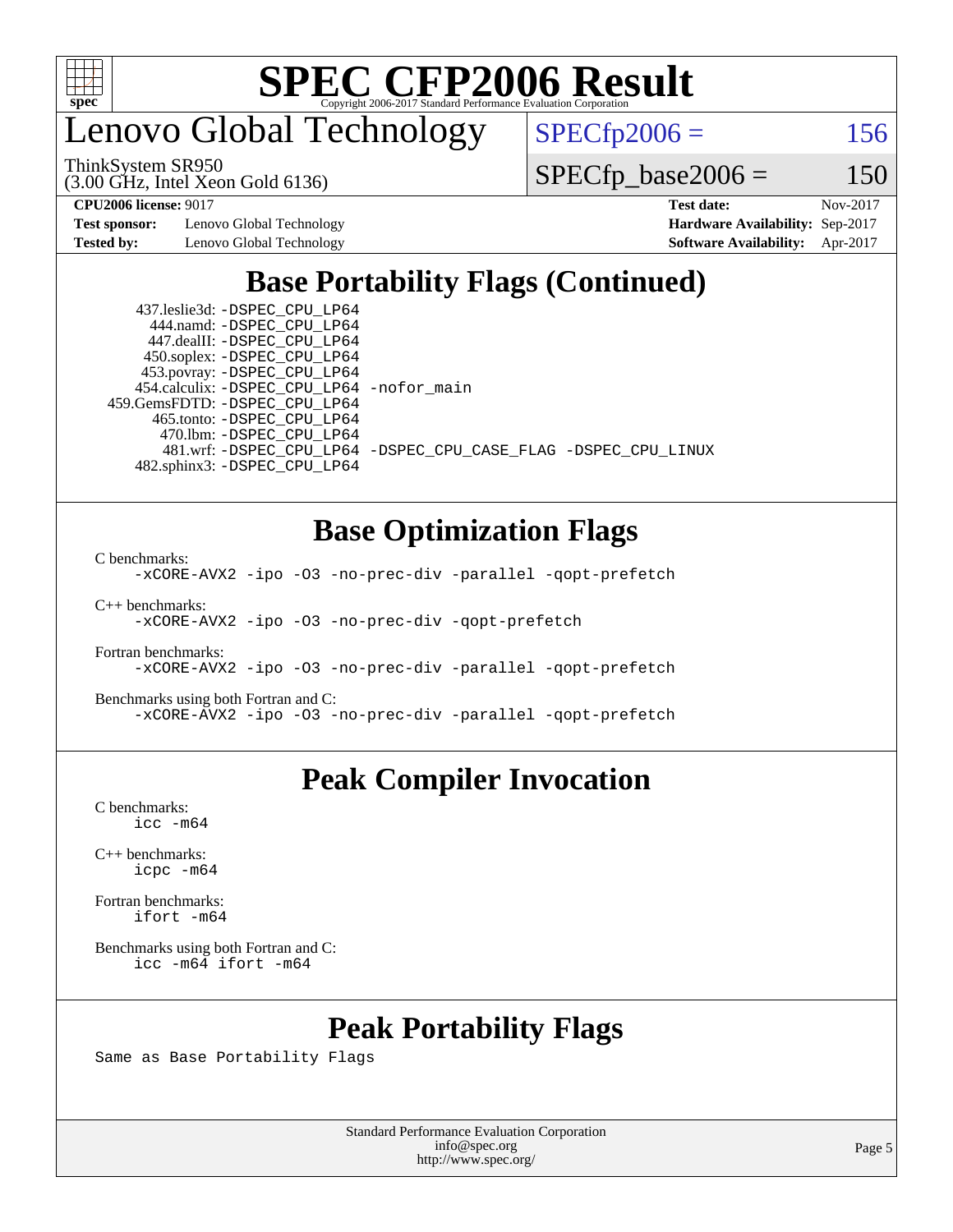# Lenovo Global Technology

ThinkSystem SR950
(3.00 GHz, Intel Xeon Gold 6136)

SPECfp2006 = 156

SPECfp_base2006 = 150

**CPU2006 license:** 9017
**Test sponsor:** Lenovo Global Technology
**Tested by:** Lenovo Global Technology

**Test date:** Nov-2017
**Hardware Availability:** Sep-2017
**Software Availability:** Apr-2017

## Base Portability Flags (Continued)

437.leslie3d: -DSPEC_CPU_LP64
444.namd: -DSPEC_CPU_LP64
447.dealII: -DSPEC_CPU_LP64
450.soplex: -DSPEC_CPU_LP64
453.povray: -DSPEC_CPU_LP64
454.calculix: -DSPEC_CPU_LP64 -nofor_main
459.GemsFDTD: -DSPEC_CPU_LP64
465.tonto: -DSPEC_CPU_LP64
470.lbm: -DSPEC_CPU_LP64
481.wrf: -DSPEC_CPU_LP64 -DSPEC_CPU_CASE_FLAG -DSPEC_CPU_LINUX
482.sphinx3: -DSPEC_CPU_LP64

## Base Optimization Flags

C benchmarks:
-xCORE-AVX2 -ipo -O3 -no-prec-div -parallel -qopt-prefetch

C++ benchmarks:
-xCORE-AVX2 -ipo -O3 -no-prec-div -qopt-prefetch

Fortran benchmarks:
-xCORE-AVX2 -ipo -O3 -no-prec-div -parallel -qopt-prefetch

Benchmarks using both Fortran and C:
-xCORE-AVX2 -ipo -O3 -no-prec-div -parallel -qopt-prefetch

## Peak Compiler Invocation

C benchmarks:
icc -m64

C++ benchmarks:
icpc -m64

Fortran benchmarks:
ifort -m64

Benchmarks using both Fortran and C:
icc -m64 ifort -m64

## Peak Portability Flags

Same as Base Portability Flags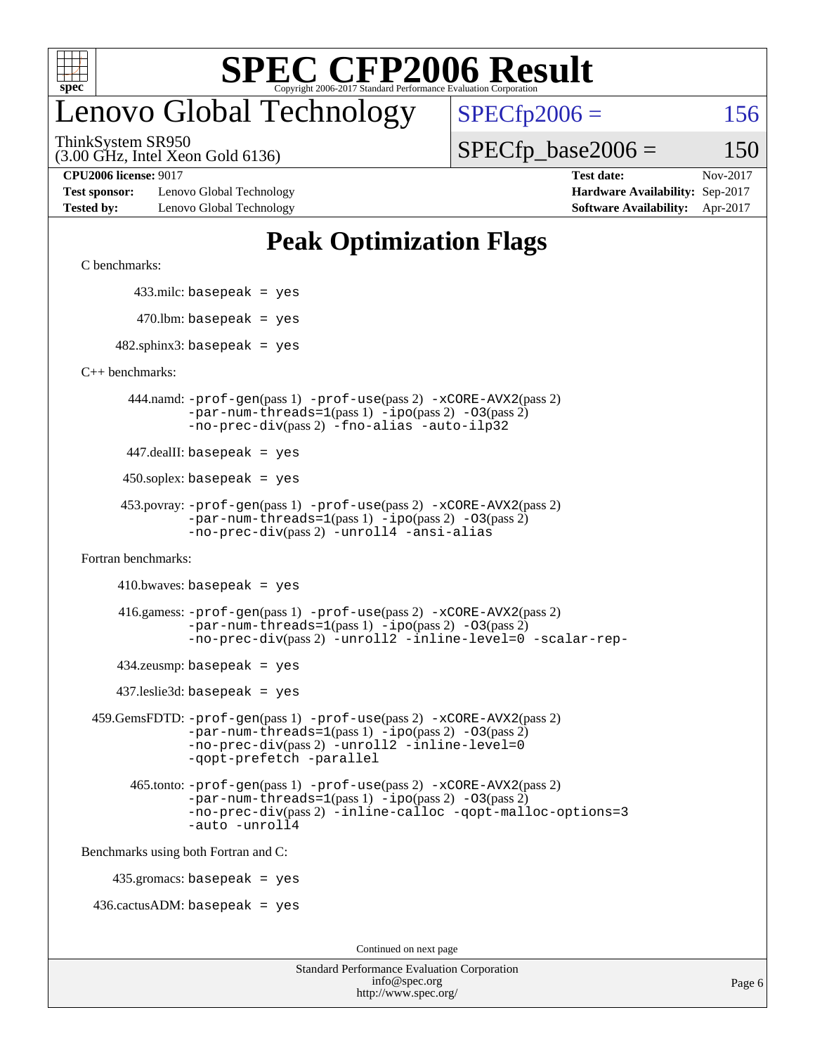# SPEC CFP2006 Result

Copyright 2006-2017 Standard Performance Evaluation Corporation

## Lenovo Global Technology

ThinkSystem SR950
(3.00 GHz, Intel Xeon Gold 6136)

SPECfp2006 = 156

SPECfp_base2006 = 150

| | | | |
|---|---|---|---|
| **CPU2006 license:** 9017 | | **Test date:** | Nov-2017 |
| **Test sponsor:** | Lenovo Global Technology | **Hardware Availability:** | Sep-2017 |
| **Tested by:** | Lenovo Global Technology | **Software Availability:** | Apr-2017 |

## Peak Optimization Flags

C benchmarks:

433.milc: basepeak = yes

470.lbm: basepeak = yes

482.sphinx3: basepeak = yes

C++ benchmarks:

444.namd: -prof-gen(pass 1) -prof-use(pass 2) -xCORE-AVX2(pass 2) -par-num-threads=1(pass 1) -ipo(pass 2) -O3(pass 2) -no-prec-div(pass 2) -fno-alias -auto-ilp32

447.dealII: basepeak = yes

450.soplex: basepeak = yes

453.povray: -prof-gen(pass 1) -prof-use(pass 2) -xCORE-AVX2(pass 2) -par-num-threads=1(pass 1) -ipo(pass 2) -O3(pass 2) -no-prec-div(pass 2) -unroll4 -ansi-alias

Fortran benchmarks:

410.bwaves: basepeak = yes

416.gamess: -prof-gen(pass 1) -prof-use(pass 2) -xCORE-AVX2(pass 2) -par-num-threads=1(pass 1) -ipo(pass 2) -O3(pass 2) -no-prec-div(pass 2) -unroll2 -inline-level=0 -scalar-rep-

434.zeusmp: basepeak = yes

437.leslie3d: basepeak = yes

459.GemsFDTD: -prof-gen(pass 1) -prof-use(pass 2) -xCORE-AVX2(pass 2) -par-num-threads=1(pass 1) -ipo(pass 2) -O3(pass 2) -no-prec-div(pass 2) -unroll2 -inline-level=0 -qopt-prefetch -parallel

465.tonto: -prof-gen(pass 1) -prof-use(pass 2) -xCORE-AVX2(pass 2) -par-num-threads=1(pass 1) -ipo(pass 2) -O3(pass 2) -no-prec-div(pass 2) -inline-calloc -qopt-malloc-options=3 -auto -unroll4

Benchmarks using both Fortran and C:

435.gromacs: basepeak = yes

436.cactusADM: basepeak = yes

Continued on next page

Standard Performance Evaluation Corporation
info@spec.org
http://www.spec.org/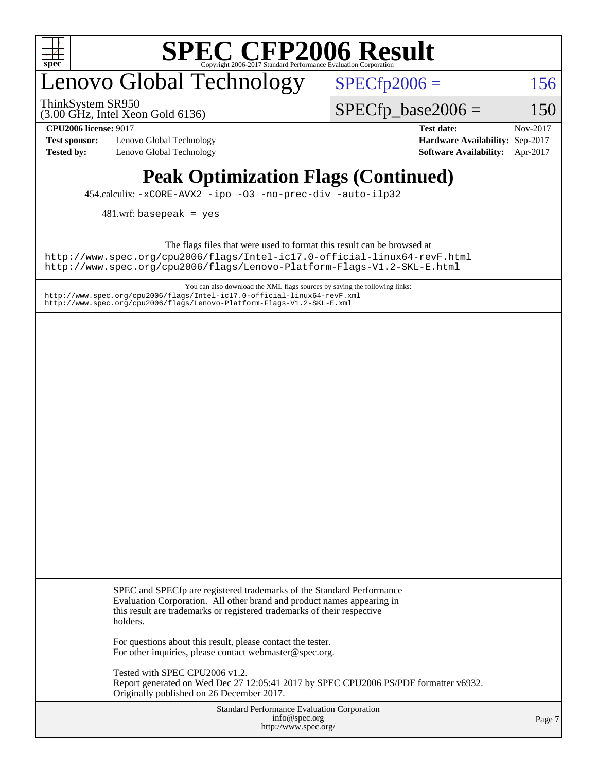# SPEC CFP2006 Result

Copyright 2006-2017 Standard Performance Evaluation Corporation

## Lenovo Global Technology

ThinkSystem SR950
(3.00 GHz, Intel Xeon Gold 6136)

SPECfp2006 = 156

SPECfp_base2006 = 150

**CPU2006 license:** 9017
**Test sponsor:** Lenovo Global Technology
**Tested by:** Lenovo Global Technology

**Test date:** Nov-2017
**Hardware Availability:** Sep-2017
**Software Availability:** Apr-2017

## Peak Optimization Flags (Continued)

454.calculix: `-xCORE-AVX2 -ipo -O3 -no-prec-div -auto-ilp32`

481.wrf: `basepeak = yes`

The flags files that were used to format this result can be browsed at
http://www.spec.org/cpu2006/flags/Intel-ic17.0-official-linux64-revF.html
http://www.spec.org/cpu2006/flags/Lenovo-Platform-Flags-V1.2-SKL-E.html

You can also download the XML flags sources by saving the following links:
http://www.spec.org/cpu2006/flags/Intel-ic17.0-official-linux64-revF.xml
http://www.spec.org/cpu2006/flags/Lenovo-Platform-Flags-V1.2-SKL-E.xml

SPEC and SPECfp are registered trademarks of the Standard Performance Evaluation Corporation. All other brand and product names appearing in this result are trademarks or registered trademarks of their respective holders.

For questions about this result, please contact the tester.
For other inquiries, please contact webmaster@spec.org.

Tested with SPEC CPU2006 v1.2.
Report generated on Wed Dec 27 12:05:41 2017 by SPEC CPU2006 PS/PDF formatter v6932.
Originally published on 26 December 2017.

Standard Performance Evaluation Corporation
info@spec.org
http://www.spec.org/